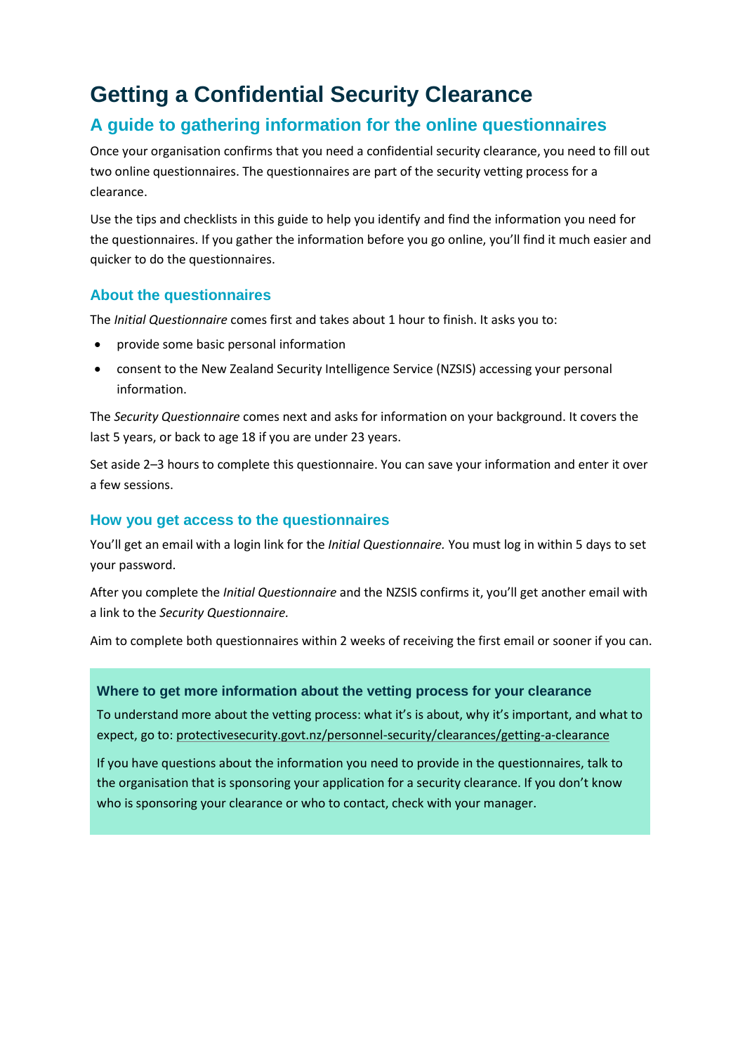# Getting a Confidential Security Clearance

## A guide to gathering information for the online questionnaires

Once your organisation confirms that you need a confidential security clearance, you need to fill out two online questionnaires. The questionnaires are part of the security vetting process for a clearance.

Use the tips and checklists in this guide to help you identify and find the information you need for the questionnaires. If you gather the information before you go online, you'll find it much easier and quicker to do the questionnaires.

### About the questionnaires

The *Initial Questionnaire* comes first and takes about 1 hour to finish. It asks you to:

- provide some basic personal information
- consent to the New Zealand Security Intelligence Service (NZSIS) accessing your personal information.

The *Security Questionnaire* comes next and asks for information on your background. It covers the last 5 years, or back to age 18 if you are under 23 years.

Set aside 2–3 hours to complete this questionnaire. You can save your information and enter it over a few sessions.

### How you get access to the questionnaires

You'll get an email with a login link for the *Initial Questionnaire.* You must log in within 5 days to set your password.

After you complete the *Initial Questionnaire* and the NZSIS confirms it, you'll get another email with a link to the *Security Questionnaire.*

Aim to complete both questionnaires within 2 weeks of receiving the first email or sooner if you can.

#### Where to get more information about the vetting process for your clearance

To understand more about the vetting process: what it's is about, why it's important, and what to expect, go to: protectivesecurity.govt.nz/personnel-security/clearances/getting-a-clearance

If you have questions about the information you need to provide in the questionnaires, talk to the organisation that is sponsoring your application for a security clearance. If you don't know who is sponsoring your clearance or who to contact, check with your manager.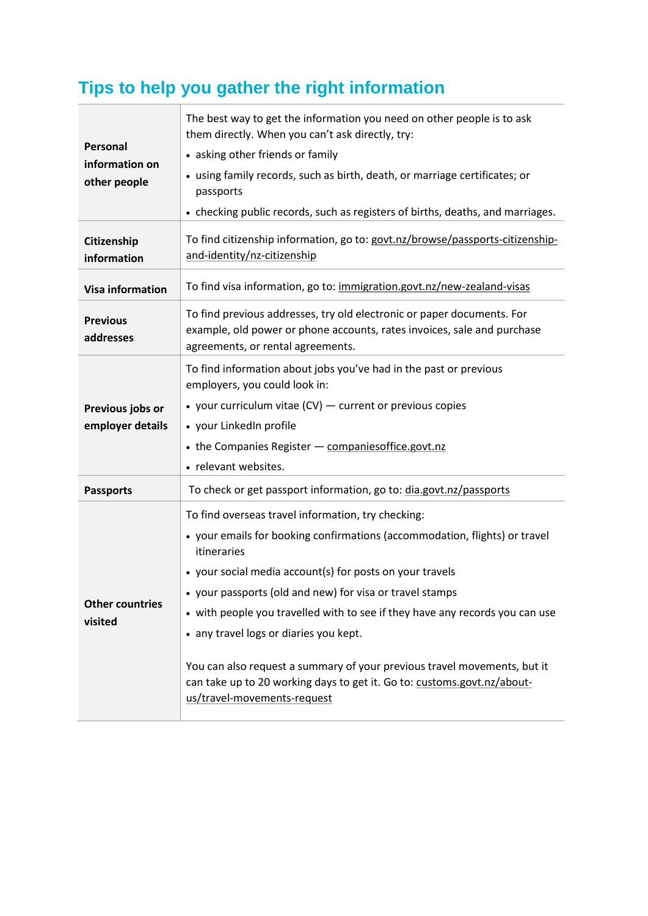## Tips to help you gather the right information

| | |
|---|---|
| **Personal information on other people** | The best way to get the information you need on other people is to ask them directly. When you can't ask directly, try:<br>• asking other friends or family<br>• using family records, such as birth, death, or marriage certificates; or passports<br>• checking public records, such as registers of births, deaths, and marriages. |
| **Citizenship information** | To find citizenship information, go to: govt.nz/browse/passports-citizenship-and-identity/nz-citizenship |
| **Visa information** | To find visa information, go to: immigration.govt.nz/new-zealand-visas |
| **Previous addresses** | To find previous addresses, try old electronic or paper documents. For example, old power or phone accounts, rates invoices, sale and purchase agreements, or rental agreements. |
| **Previous jobs or employer details** | To find information about jobs you've had in the past or previous employers, you could look in:<br>• your curriculum vitae (CV) — current or previous copies<br>• your LinkedIn profile<br>• the Companies Register — companiesoffice.govt.nz<br>• relevant websites. |
| **Passports** | To check or get passport information, go to: dia.govt.nz/passports |
| **Other countries visited** | To find overseas travel information, try checking:<br>• your emails for booking confirmations (accommodation, flights) or travel itineraries<br>• your social media account(s) for posts on your travels<br>• your passports (old and new) for visa or travel stamps<br>• with people you travelled with to see if they have any records you can use<br>• any travel logs or diaries you kept.<br><br>You can also request a summary of your previous travel movements, but it can take up to 20 working days to get it. Go to: customs.govt.nz/about-us/travel-movements-request |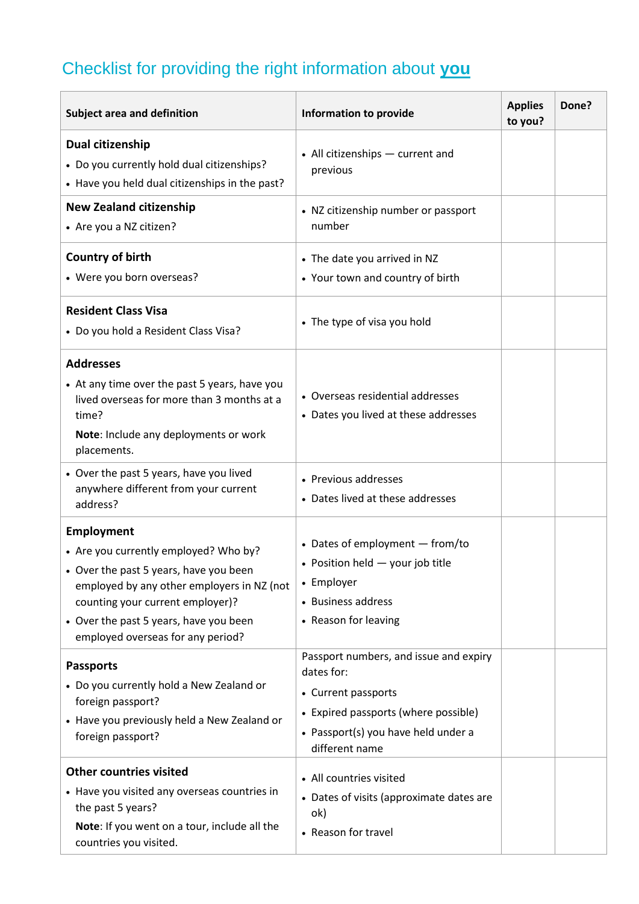# Checklist for providing the right information about **you**

| Subject area and definition | Information to provide | Applies to you? | Done? |
|---|---|---|---|
| **Dual citizenship**<br>• Do you currently hold dual citizenships?<br>• Have you held dual citizenships in the past? | • All citizenships — current and previous | | |
| **New Zealand citizenship**<br>• Are you a NZ citizen? | • NZ citizenship number or passport number | | |
| **Country of birth**<br>• Were you born overseas? | • The date you arrived in NZ<br>• Your town and country of birth | | |
| **Resident Class Visa**<br>• Do you hold a Resident Class Visa? | • The type of visa you hold | | |
| **Addresses**<br>• At any time over the past 5 years, have you lived overseas for more than 3 months at a time?<br>**Note**: Include any deployments or work placements. | • Overseas residential addresses<br>• Dates you lived at these addresses | | |
| • Over the past 5 years, have you lived anywhere different from your current address? | • Previous addresses<br>• Dates lived at these addresses | | |
| **Employment**<br>• Are you currently employed? Who by?<br>• Over the past 5 years, have you been employed by any other employers in NZ (not counting your current employer)?<br>• Over the past 5 years, have you been employed overseas for any period? | • Dates of employment — from/to<br>• Position held — your job title<br>• Employer<br>• Business address<br>• Reason for leaving | | |
| **Passports**<br>• Do you currently hold a New Zealand or foreign passport?<br>• Have you previously held a New Zealand or foreign passport? | Passport numbers, and issue and expiry dates for:<br>• Current passports<br>• Expired passports (where possible)<br>• Passport(s) you have held under a different name | | |
| **Other countries visited**<br>• Have you visited any overseas countries in the past 5 years?<br>**Note**: If you went on a tour, include all the countries you visited. | • All countries visited<br>• Dates of visits (approximate dates are ok)<br>• Reason for travel | | |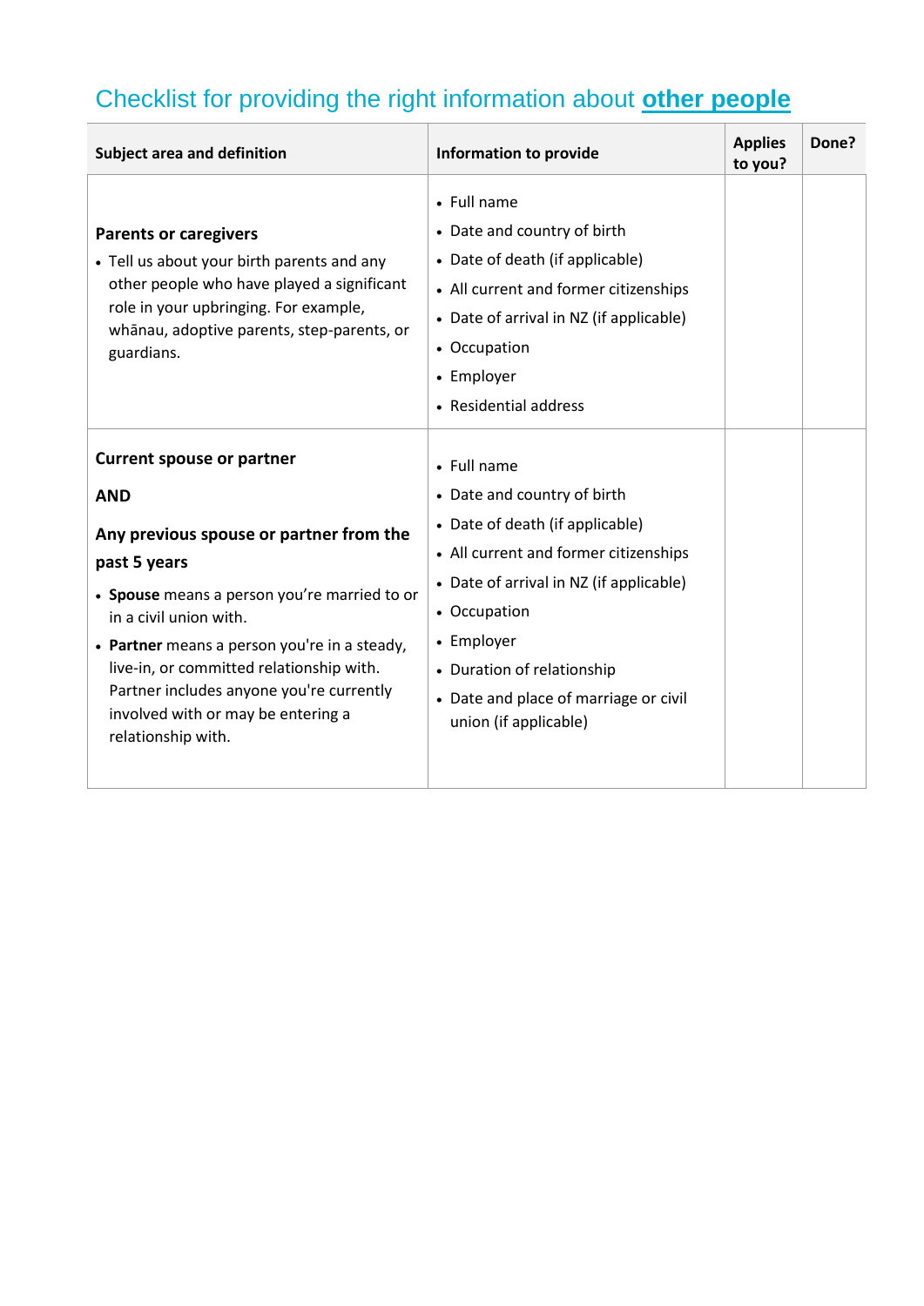# Checklist for providing the right information about **other people**

| Subject area and definition | Information to provide | Applies to you? | Done? |
|---|---|---|---|
| **Parents or caregivers**<br>• Tell us about your birth parents and any other people who have played a significant role in your upbringing. For example, whānau, adoptive parents, step-parents, or guardians. | • Full name<br>• Date and country of birth<br>• Date of death (if applicable)<br>• All current and former citizenships<br>• Date of arrival in NZ (if applicable)<br>• Occupation<br>• Employer<br>• Residential address | | |
| **Current spouse or partner**<br>**AND**<br>**Any previous spouse or partner from the past 5 years**<br>• **Spouse** means a person you're married to or in a civil union with.<br>• **Partner** means a person you're in a steady, live-in, or committed relationship with. Partner includes anyone you're currently involved with or may be entering a relationship with. | • Full name<br>• Date and country of birth<br>• Date of death (if applicable)<br>• All current and former citizenships<br>• Date of arrival in NZ (if applicable)<br>• Occupation<br>• Employer<br>• Duration of relationship<br>• Date and place of marriage or civil union (if applicable) | | |